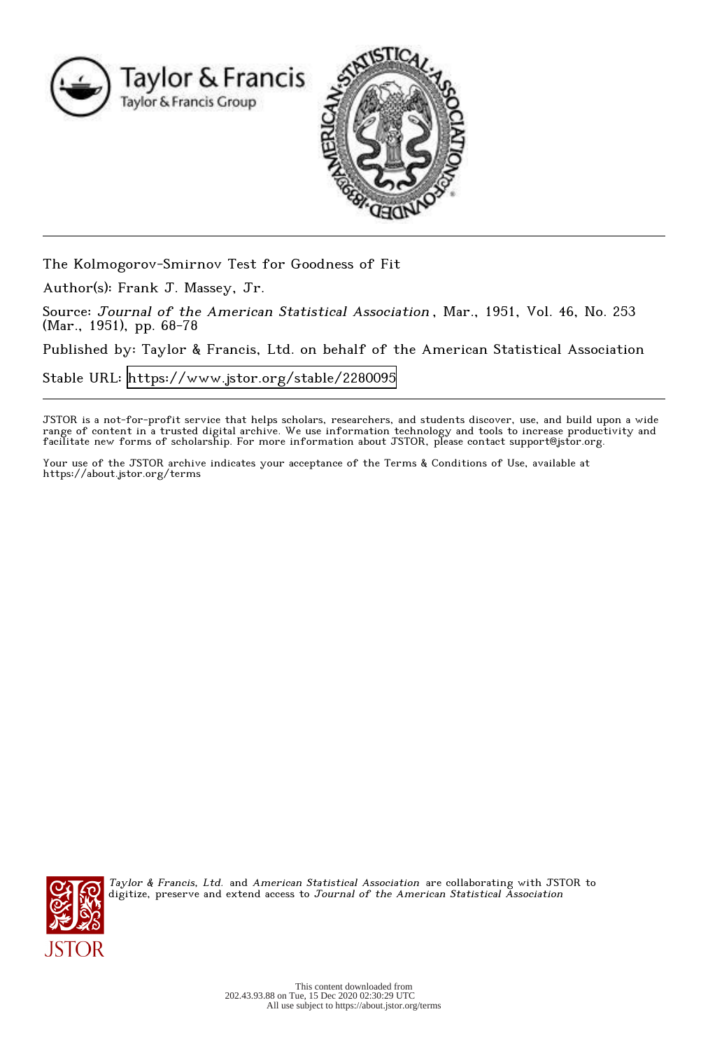The Kolmogorov-Smirnov Test for Goodness of Fit

Author(s): Frank J. Massey, Jr.

Source: *Journal of the American Statistical Association*, Mar., 1951, Vol. 46, No. 253 (Mar., 1951), pp. 68-78

Published by: Taylor & Francis, Ltd. on behalf of the American Statistical Association

Stable URL: https://www.jstor.org/stable/2280095

---

JSTOR is a not-for-profit service that helps scholars, researchers, and students discover, use, and build upon a wide range of content in a trusted digital archive. We use information technology and tools to increase productivity and facilitate new forms of scholarship. For more information about JSTOR, please contact support@jstor.org.

Your use of the JSTOR archive indicates your acceptance of the Terms & Conditions of Use, available at https://about.jstor.org/terms

*Taylor & Francis, Ltd.* and *American Statistical Association* are collaborating with JSTOR to digitize, preserve and extend access to *Journal of the American Statistical Association*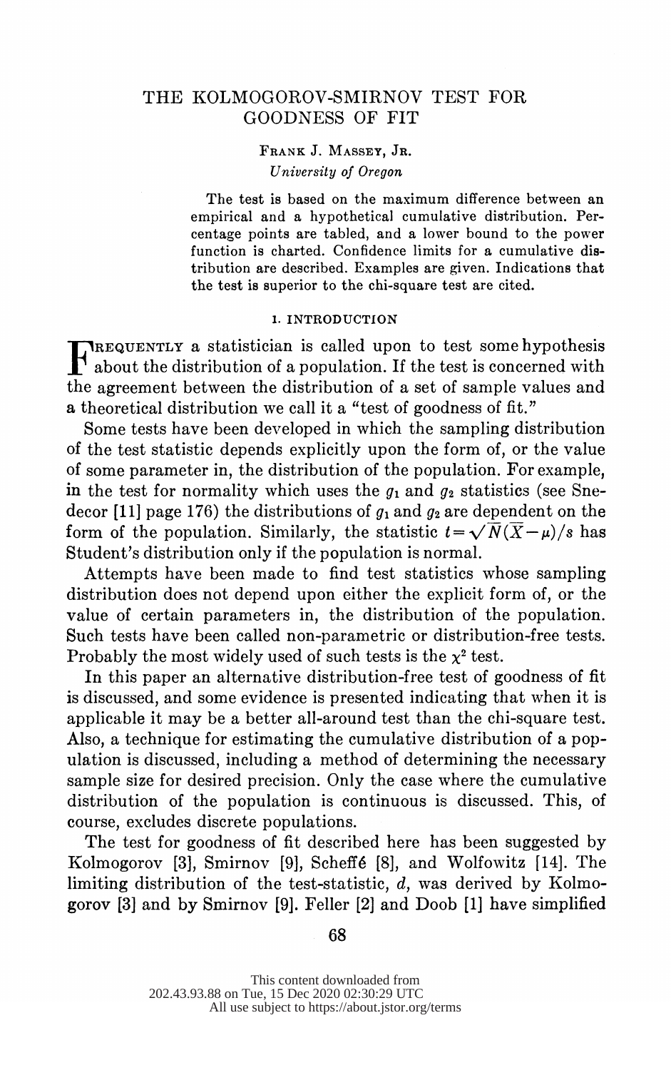# THE KOLMOGOROV-SMIRNOV TEST FOR GOODNESS OF FIT

FRANK J. MASSEY, JR.
*University of Oregon*

> The test is based on the maximum difference between an empirical and a hypothetical cumulative distribution. Percentage points are tabled, and a lower bound to the power function is charted. Confidence limits for a cumulative distribution are described. Examples are given. Indications that the test is superior to the chi-square test are cited.

## 1. INTRODUCTION

Frequently a statistician is called upon to test some hypothesis about the distribution of a population. If the test is concerned with the agreement between the distribution of a set of sample values and a theoretical distribution we call it a "test of goodness of fit."

Some tests have been developed in which the sampling distribution of the test statistic depends explicitly upon the form of, or the value of some parameter in, the distribution of the population. For example, in the test for normality which uses the $g_1$ and $g_2$ statistics (see Snedecor [11] page 176) the distributions of $g_1$ and $g_2$ are dependent on the form of the population. Similarly, the statistic $t = \sqrt{N}(\overline{X} - \mu)/s$ has Student's distribution only if the population is normal.

Attempts have been made to find test statistics whose sampling distribution does not depend upon either the explicit form of, or the value of certain parameters in, the distribution of the population. Such tests have been called non-parametric or distribution-free tests. Probably the most widely used of such tests is the $\chi^2$ test.

In this paper an alternative distribution-free test of goodness of fit is discussed, and some evidence is presented indicating that when it is applicable it may be a better all-around test than the chi-square test. Also, a technique for estimating the cumulative distribution of a population is discussed, including a method of determining the necessary sample size for desired precision. Only the case where the cumulative distribution of the population is continuous is discussed. This, of course, excludes discrete populations.

The test for goodness of fit described here has been suggested by Kolmogorov [3], Smirnov [9], Scheffé [8], and Wolfowitz [14]. The limiting distribution of the test-statistic, $d$, was derived by Kolmogorov [3] and by Smirnov [9]. Feller [2] and Doob [1] have simplified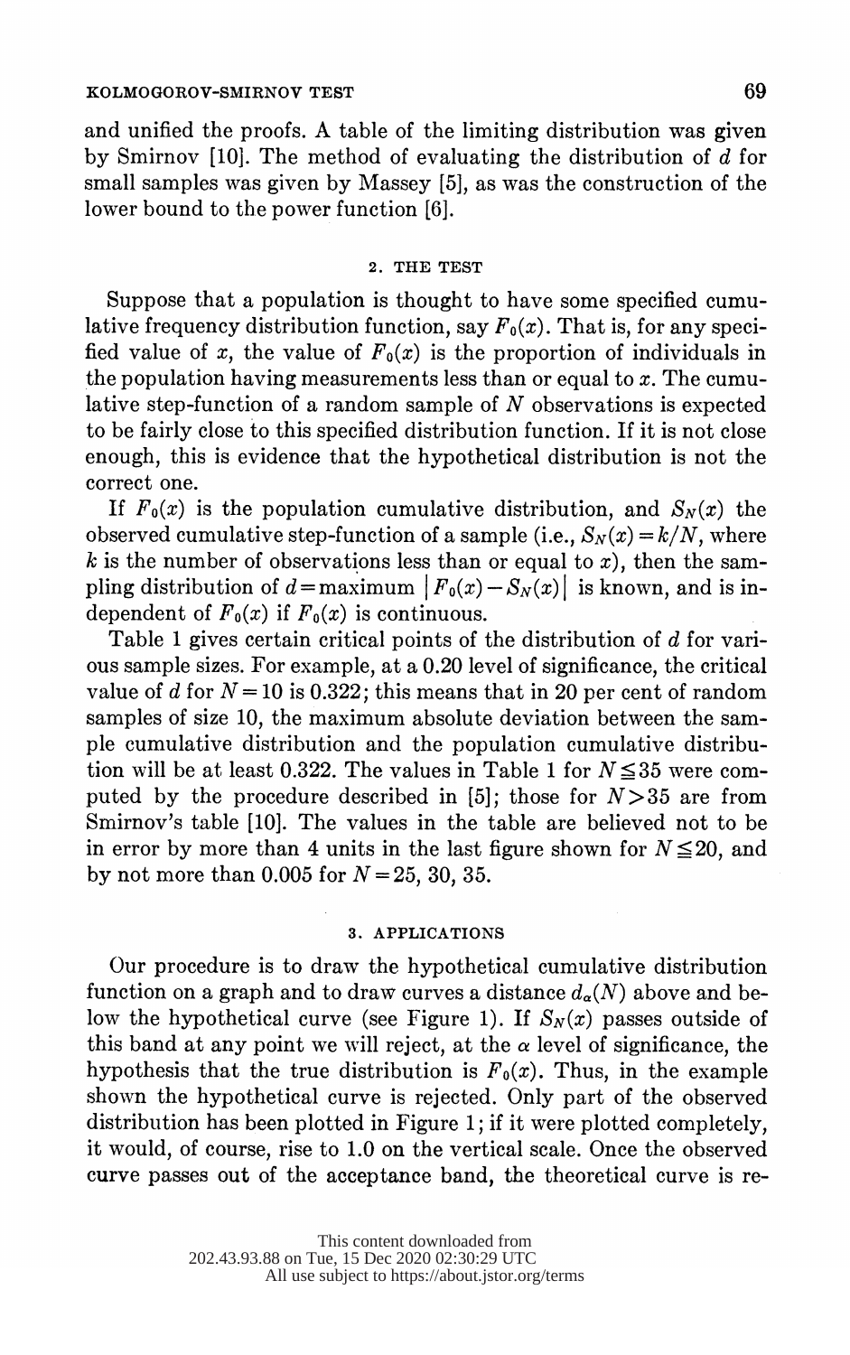and unified the proofs. A table of the limiting distribution was given by Smirnov [10]. The method of evaluating the distribution of $d$ for small samples was given by Massey [5], as was the construction of the lower bound to the power function [6].

## 2. THE TEST

Suppose that a population is thought to have some specified cumulative frequency distribution function, say $F_0(x)$. That is, for any specified value of $x$, the value of $F_0(x)$ is the proportion of individuals in the population having measurements less than or equal to $x$. The cumulative step-function of a random sample of $N$ observations is expected to be fairly close to this specified distribution function. If it is not close enough, this is evidence that the hypothetical distribution is not the correct one.

If $F_0(x)$ is the population cumulative distribution, and $S_N(x)$ the observed cumulative step-function of a sample (i.e., $S_N(x) = k/N$, where $k$ is the number of observations less than or equal to $x$), then the sampling distribution of $d = \text{maximum } |F_0(x) - S_N(x)|$ is known, and is independent of $F_0(x)$ if $F_0(x)$ is continuous.

Table 1 gives certain critical points of the distribution of $d$ for various sample sizes. For example, at a 0.20 level of significance, the critical value of $d$ for $N = 10$ is 0.322; this means that in 20 per cent of random samples of size 10, the maximum absolute deviation between the sample cumulative distribution and the population cumulative distribution will be at least 0.322. The values in Table 1 for $N \leqq 35$ were computed by the procedure described in [5]; those for $N > 35$ are from Smirnov's table [10]. The values in the table are believed not to be in error by more than 4 units in the last figure shown for $N \leqq 20$, and by not more than 0.005 for $N = 25, 30, 35$.

## 3. APPLICATIONS

Our procedure is to draw the hypothetical cumulative distribution function on a graph and to draw curves a distance $d_\alpha(N)$ above and below the hypothetical curve (see Figure 1). If $S_N(x)$ passes outside of this band at any point we will reject, at the $\alpha$ level of significance, the hypothesis that the true distribution is $F_0(x)$. Thus, in the example shown the hypothetical curve is rejected. Only part of the observed distribution has been plotted in Figure 1; if it were plotted completely, it would, of course, rise to 1.0 on the vertical scale. Once the observed curve passes out of the acceptance band, the theoretical curve is re-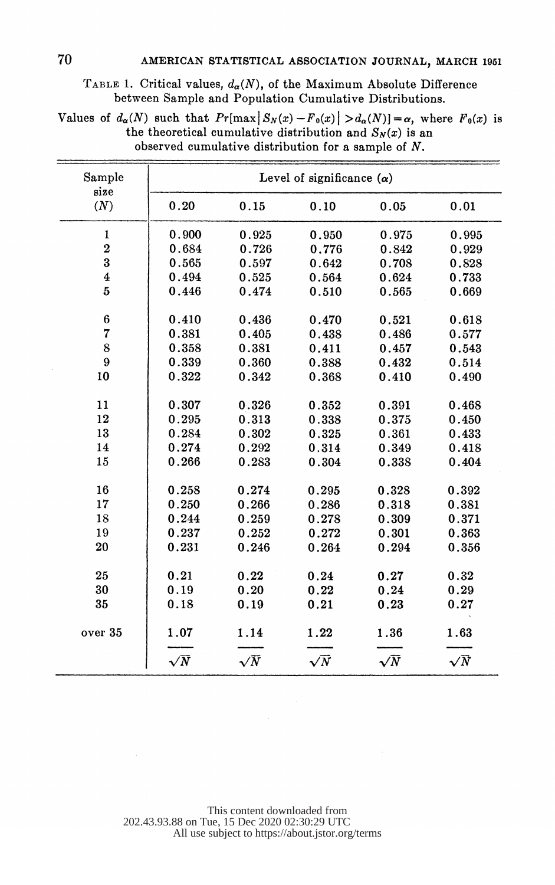TABLE 1. Critical values, $d_\alpha(N)$, of the Maximum Absolute Difference between Sample and Population Cumulative Distributions.

Values of $d_\alpha(N)$ such that $Pr[\max|S_N(x) - F_0(x)| > d_\alpha(N)] = \alpha$, where $F_0(x)$ is the theoretical cumulative distribution and $S_N(x)$ is an observed cumulative distribution for a sample of $N$.

| Sample size ($N$) | Level of significance ($\alpha$) | | | | |
|---|---|---|---|---|---|
| | 0.20 | 0.15 | 0.10 | 0.05 | 0.01 |
| 1 | 0.900 | 0.925 | 0.950 | 0.975 | 0.995 |
| 2 | 0.684 | 0.726 | 0.776 | 0.842 | 0.929 |
| 3 | 0.565 | 0.597 | 0.642 | 0.708 | 0.828 |
| 4 | 0.494 | 0.525 | 0.564 | 0.624 | 0.733 |
| 5 | 0.446 | 0.474 | 0.510 | 0.565 | 0.669 |
| 6 | 0.410 | 0.436 | 0.470 | 0.521 | 0.618 |
| 7 | 0.381 | 0.405 | 0.438 | 0.486 | 0.577 |
| 8 | 0.358 | 0.381 | 0.411 | 0.457 | 0.543 |
| 9 | 0.339 | 0.360 | 0.388 | 0.432 | 0.514 |
| 10 | 0.322 | 0.342 | 0.368 | 0.410 | 0.490 |
| 11 | 0.307 | 0.326 | 0.352 | 0.391 | 0.468 |
| 12 | 0.295 | 0.313 | 0.338 | 0.375 | 0.450 |
| 13 | 0.284 | 0.302 | 0.325 | 0.361 | 0.433 |
| 14 | 0.274 | 0.292 | 0.314 | 0.349 | 0.418 |
| 15 | 0.266 | 0.283 | 0.304 | 0.338 | 0.404 |
| 16 | 0.258 | 0.274 | 0.295 | 0.328 | 0.392 |
| 17 | 0.250 | 0.266 | 0.286 | 0.318 | 0.381 |
| 18 | 0.244 | 0.259 | 0.278 | 0.309 | 0.371 |
| 19 | 0.237 | 0.252 | 0.272 | 0.301 | 0.363 |
| 20 | 0.231 | 0.246 | 0.264 | 0.294 | 0.356 |
| 25 | 0.21 | 0.22 | 0.24 | 0.27 | 0.32 |
| 30 | 0.19 | 0.20 | 0.22 | 0.24 | 0.29 |
| 35 | 0.18 | 0.19 | 0.21 | 0.23 | 0.27 |
| over 35 | $\frac{1.07}{\sqrt{N}}$ | $\frac{1.14}{\sqrt{N}}$ | $\frac{1.22}{\sqrt{N}}$ | $\frac{1.36}{\sqrt{N}}$ | $\frac{1.63}{\sqrt{N}}$ |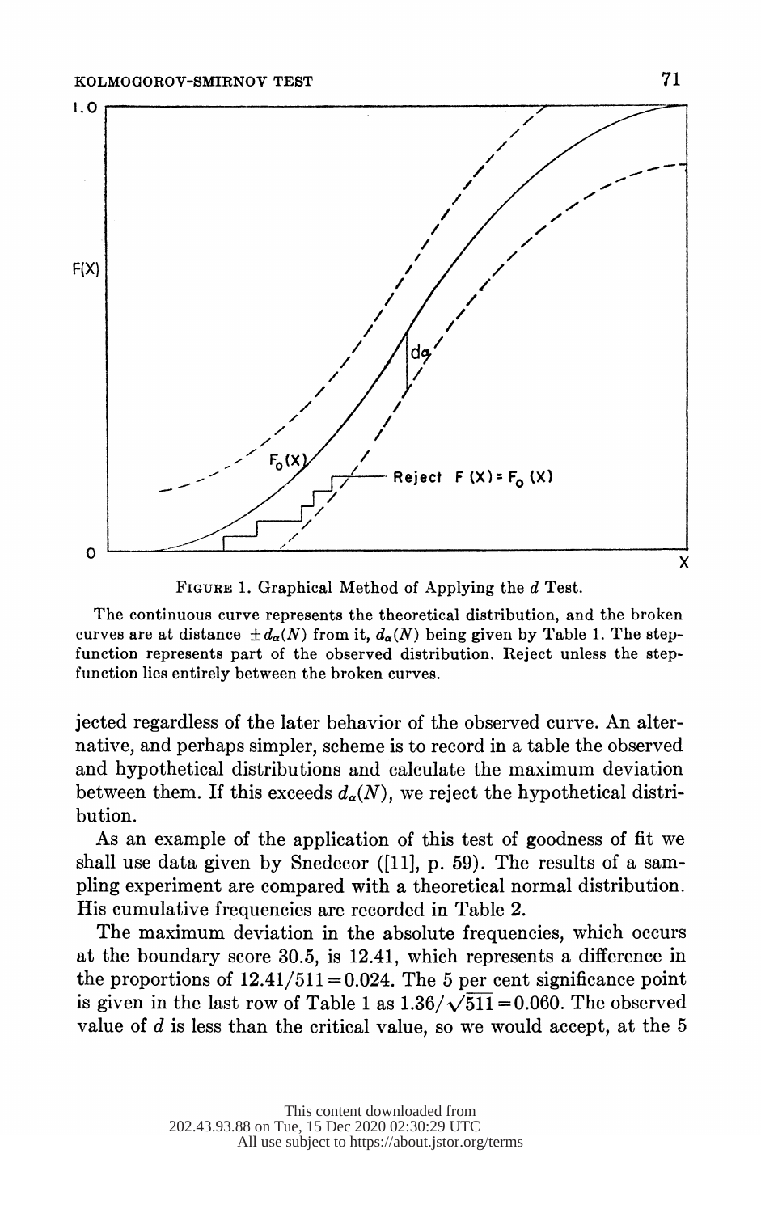FIGURE 1. Graphical Method of Applying the $d$ Test.

The continuous curve represents the theoretical distribution, and the broken curves are at distance $\pm d_\alpha(N)$ from it, $d_\alpha(N)$ being given by Table 1. The step-function represents part of the observed distribution. Reject unless the step-function lies entirely between the broken curves.

jected regardless of the later behavior of the observed curve. An alternative, and perhaps simpler, scheme is to record in a table the observed and hypothetical distributions and calculate the maximum deviation between them. If this exceeds $d_\alpha(N)$, we reject the hypothetical distribution.

As an example of the application of this test of goodness of fit we shall use data given by Snedecor ([11], p. 59). The results of a sampling experiment are compared with a theoretical normal distribution. His cumulative frequencies are recorded in Table 2.

The maximum deviation in the absolute frequencies, which occurs at the boundary score 30.5, is 12.41, which represents a difference in the proportions of $12.41/511 = 0.024$. The 5 per cent significance point is given in the last row of Table 1 as $1.36/\sqrt{511} = 0.060$. The observed value of $d$ is less than the critical value, so we would accept, at the 5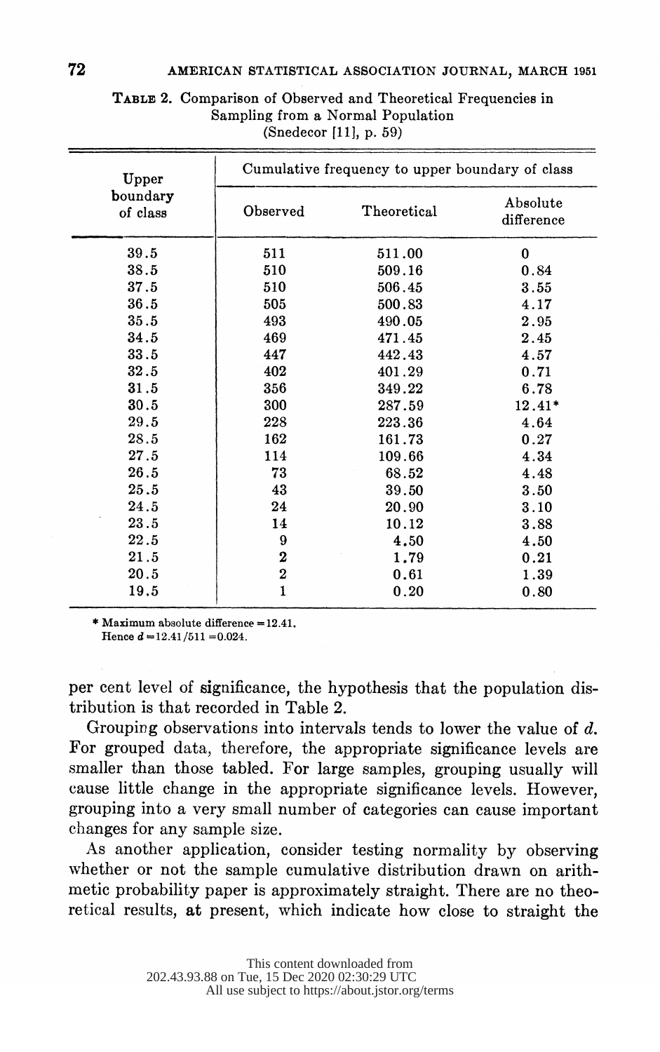TABLE 2. Comparison of Observed and Theoretical Frequencies in Sampling from a Normal Population
(Snedecor [11], p. 59)

| Upper boundary of class | Cumulative frequency to upper boundary of class | | |
|---|---|---|---|
| | Observed | Theoretical | Absolute difference |
| 39.5 | 511 | 511.00 | 0 |
| 38.5 | 510 | 509.16 | 0.84 |
| 37.5 | 510 | 506.45 | 3.55 |
| 36.5 | 505 | 500.83 | 4.17 |
| 35.5 | 493 | 490.05 | 2.95 |
| 34.5 | 469 | 471.45 | 2.45 |
| 33.5 | 447 | 442.43 | 4.57 |
| 32.5 | 402 | 401.29 | 0.71 |
| 31.5 | 356 | 349.22 | 6.78 |
| 30.5 | 300 | 287.59 | 12.41* |
| 29.5 | 228 | 223.36 | 4.64 |
| 28.5 | 162 | 161.73 | 0.27 |
| 27.5 | 114 | 109.66 | 4.34 |
| 26.5 | 73 | 68.52 | 4.48 |
| 25.5 | 43 | 39.50 | 3.50 |
| 24.5 | 24 | 20.90 | 3.10 |
| 23.5 | 14 | 10.12 | 3.88 |
| 22.5 | 9 | 4.50 | 4.50 |
| 21.5 | 2 | 1.79 | 0.21 |
| 20.5 | 2 | 0.61 | 1.39 |
| 19.5 | 1 | 0.20 | 0.80 |

\* Maximum absolute difference = 12.41.
Hence $d = 12.41/511 = 0.024$.

per cent level of significance, the hypothesis that the population distribution is that recorded in Table 2.

Grouping observations into intervals tends to lower the value of $d$. For grouped data, therefore, the appropriate significance levels are smaller than those tabled. For large samples, grouping usually will cause little change in the appropriate significance levels. However, grouping into a very small number of categories can cause important changes for any sample size.

As another application, consider testing normality by observing whether or not the sample cumulative distribution drawn on arithmetic probability paper is approximately straight. There are no theoretical results, at present, which indicate how close to straight the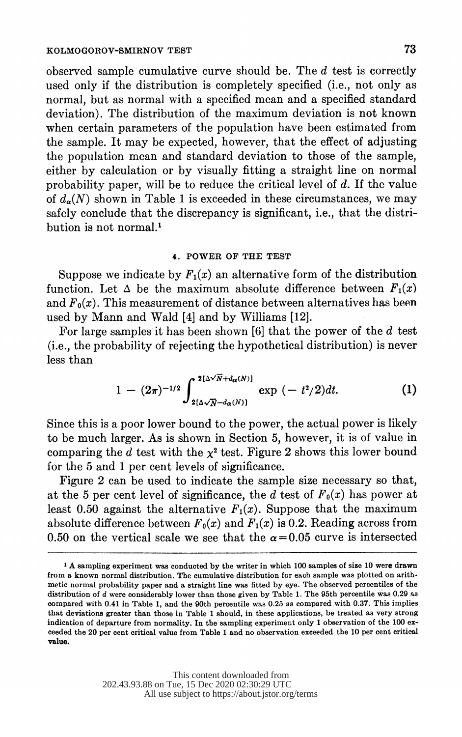observed sample cumulative curve should be. The $d$ test is correctly used only if the distribution is completely specified (i.e., not only as normal, but as normal with a specified mean and a specified standard deviation). The distribution of the maximum deviation is not known when certain parameters of the population have been estimated from the sample. It may be expected, however, that the effect of adjusting the population mean and standard deviation to those of the sample, either by calculation or by visually fitting a straight line on normal probability paper, will be to reduce the critical level of $d$. If the value of $d_\alpha(N)$ shown in Table 1 is exceeded in these circumstances, we may safely conclude that the discrepancy is significant, i.e., that the distribution is not normal.[1]

## 4. POWER OF THE TEST

Suppose we indicate by $F_1(x)$ an alternative form of the distribution function. Let $\Delta$ be the maximum absolute difference between $F_1(x)$ and $F_0(x)$. This measurement of distance between alternatives has been used by Mann and Wald [4] and by Williams [12].

For large samples it has been shown [6] that the power of the $d$ test (i.e., the probability of rejecting the hypothetical distribution) is never less than

$$1 - (2\pi)^{-1/2} \int_{2[\Delta\sqrt{N} - d_\alpha(N)]}^{2[\Delta\sqrt{N} + d_\alpha(N)]} \exp\left(-t^2/2\right) dt. \tag{1}$$

Since this is a poor lower bound to the power, the actual power is likely to be much larger. As is shown in Section 5, however, it is of value in comparing the $d$ test with the $\chi^2$ test. Figure 2 shows this lower bound for the 5 and 1 per cent levels of significance.

Figure 2 can be used to indicate the sample size necessary so that, at the 5 per cent level of significance, the $d$ test of $F_0(x)$ has power at least 0.50 against the alternative $F_1(x)$. Suppose that the maximum absolute difference between $F_0(x)$ and $F_1(x)$ is 0.2. Reading across from 0.50 on the vertical scale we see that the $\alpha = 0.05$ curve is intersected

---

[1] A sampling experiment was conducted by the writer in which 100 samples of size 10 were drawn from a known normal distribution. The cumulative distribution for each sample was plotted on arithmetic normal probability paper and a straight line was fitted by eye. The observed percentiles of the distribution of $d$ were considerably lower than those given by Table 1. The 95th percentile was 0.29 as compared with 0.41 in Table 1, and the 90th percentile was 0.25 as compared with 0.37. This implies that deviations greater than those in Table 1 should, in these applications, be treated as very strong indication of departure from normality. In the sampling experiment only 1 observation of the 100 exceeded the 20 per cent critical value from Table 1 and no observation exceeded the 10 per cent critical value.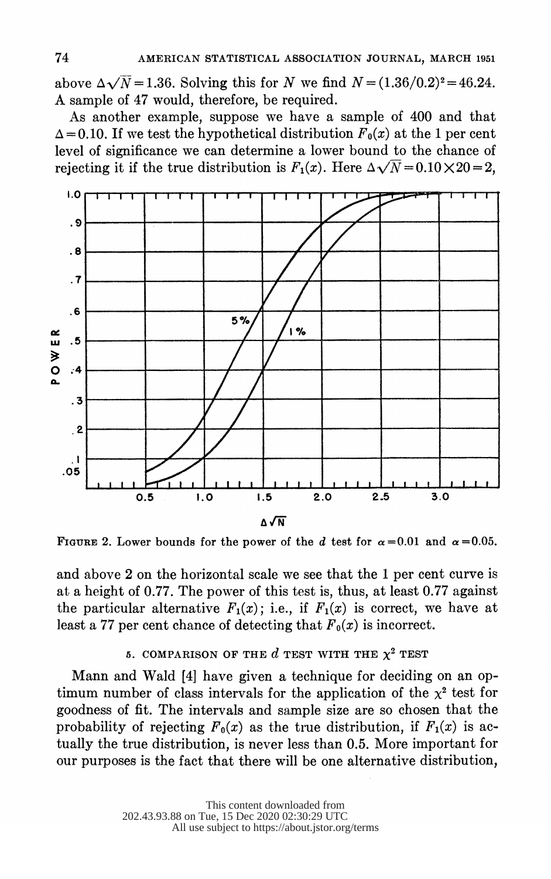above $\Delta\sqrt{N}=1.36$. Solving this for $N$ we find $N=(1.36/0.2)^2=46.24$. A sample of 47 would, therefore, be required.

As another example, suppose we have a sample of 400 and that $\Delta=0.10$. If we test the hypothetical distribution $F_0(x)$ at the 1 per cent level of significance we can determine a lower bound to the chance of rejecting it if the true distribution is $F_1(x)$. Here $\Delta\sqrt{N}=0.10\times 20=2$,

FIGURE 2. Lower bounds for the power of the $d$ test for $\alpha=0.01$ and $\alpha=0.05$.

and above 2 on the horizontal scale we see that the 1 per cent curve is at a height of 0.77. The power of this test is, thus, at least 0.77 against the particular alternative $F_1(x)$; i.e., if $F_1(x)$ is correct, we have at least a 77 per cent chance of detecting that $F_0(x)$ is incorrect.

## 5. COMPARISON OF THE $d$ TEST WITH THE $\chi^2$ TEST

Mann and Wald [4] have given a technique for deciding on an optimum number of class intervals for the application of the $\chi^2$ test for goodness of fit. The intervals and sample size are so chosen that the probability of rejecting $F_0(x)$ as the true distribution, if $F_1(x)$ is actually the true distribution, is never less than 0.5. More important for our purposes is the fact that there will be one alternative distribution,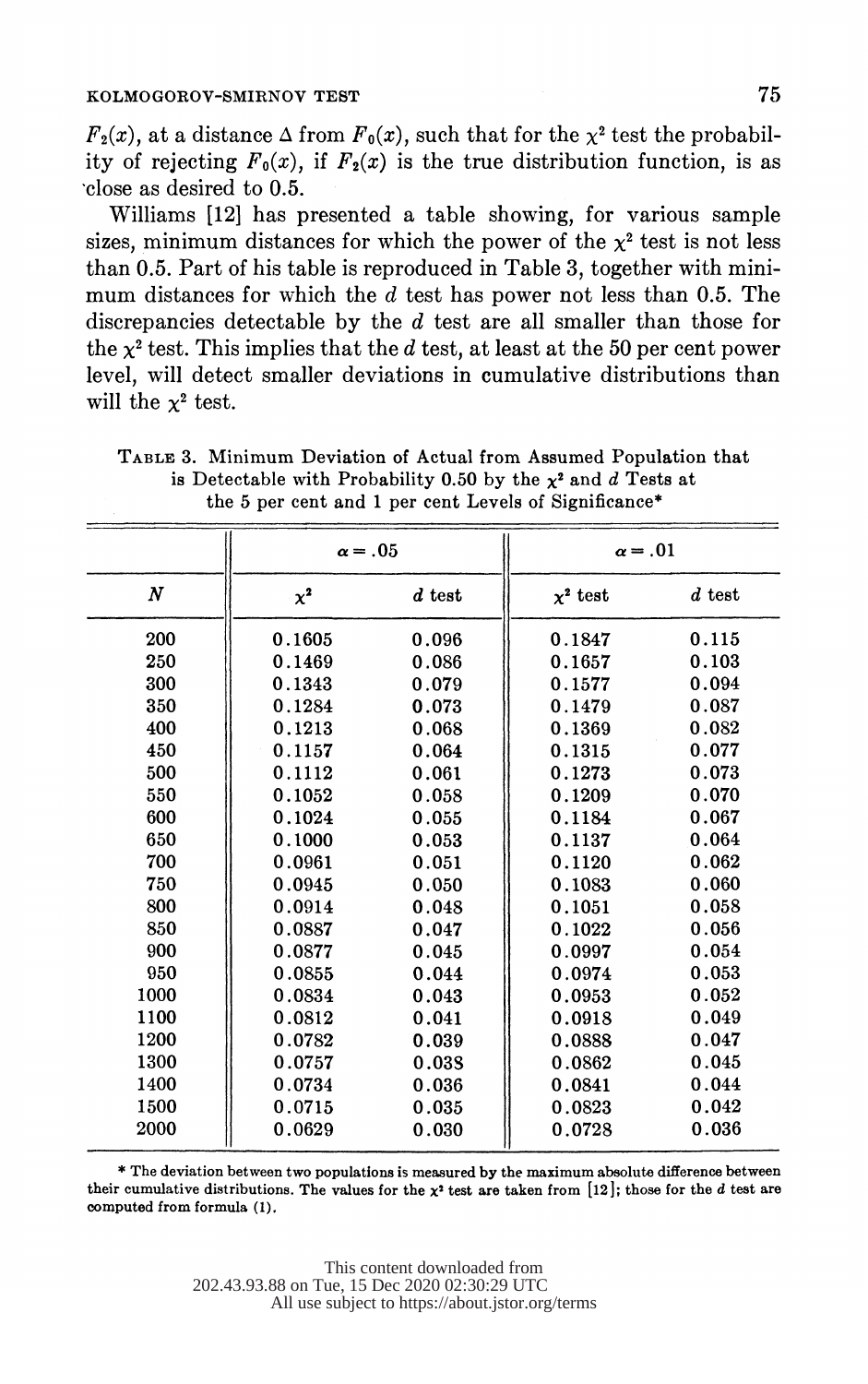$F_2(x)$, at a distance $\Delta$ from $F_0(x)$, such that for the $\chi^2$ test the probability of rejecting $F_0(x)$, if $F_2(x)$ is the true distribution function, is as close as desired to 0.5.

Williams [12] has presented a table showing, for various sample sizes, minimum distances for which the power of the $\chi^2$ test is not less than 0.5. Part of his table is reproduced in Table 3, together with minimum distances for which the $d$ test has power not less than 0.5. The discrepancies detectable by the $d$ test are all smaller than those for the $\chi^2$ test. This implies that the $d$ test, at least at the 50 per cent power level, will detect smaller deviations in cumulative distributions than will the $\chi^2$ test.

TABLE 3. Minimum Deviation of Actual from Assumed Population that is Detectable with Probability 0.50 by the $\chi^2$ and $d$ Tests at the 5 per cent and 1 per cent Levels of Significance*

| | $\alpha = .05$ | | $\alpha = .01$ | |
|---|---|---|---|---|
| $N$ | $\chi^2$ | $d$ test | $\chi^2$ test | $d$ test |
| 200 | 0.1605 | 0.096 | 0.1847 | 0.115 |
| 250 | 0.1469 | 0.086 | 0.1657 | 0.103 |
| 300 | 0.1343 | 0.079 | 0.1577 | 0.094 |
| 350 | 0.1284 | 0.073 | 0.1479 | 0.087 |
| 400 | 0.1213 | 0.068 | 0.1369 | 0.082 |
| 450 | 0.1157 | 0.064 | 0.1315 | 0.077 |
| 500 | 0.1112 | 0.061 | 0.1273 | 0.073 |
| 550 | 0.1052 | 0.058 | 0.1209 | 0.070 |
| 600 | 0.1024 | 0.055 | 0.1184 | 0.067 |
| 650 | 0.1000 | 0.053 | 0.1137 | 0.064 |
| 700 | 0.0961 | 0.051 | 0.1120 | 0.062 |
| 750 | 0.0945 | 0.050 | 0.1083 | 0.060 |
| 800 | 0.0914 | 0.048 | 0.1051 | 0.058 |
| 850 | 0.0887 | 0.047 | 0.1022 | 0.056 |
| 900 | 0.0877 | 0.045 | 0.0997 | 0.054 |
| 950 | 0.0855 | 0.044 | 0.0974 | 0.053 |
| 1000 | 0.0834 | 0.043 | 0.0953 | 0.052 |
| 1100 | 0.0812 | 0.041 | 0.0918 | 0.049 |
| 1200 | 0.0782 | 0.039 | 0.0888 | 0.047 |
| 1300 | 0.0757 | 0.038 | 0.0862 | 0.045 |
| 1400 | 0.0734 | 0.036 | 0.0841 | 0.044 |
| 1500 | 0.0715 | 0.035 | 0.0823 | 0.042 |
| 2000 | 0.0629 | 0.030 | 0.0728 | 0.036 |

\* The deviation between two populations is measured by the maximum absolute difference between their cumulative distributions. The values for the $\chi^2$ test are taken from [12]; those for the $d$ test are computed from formula (1).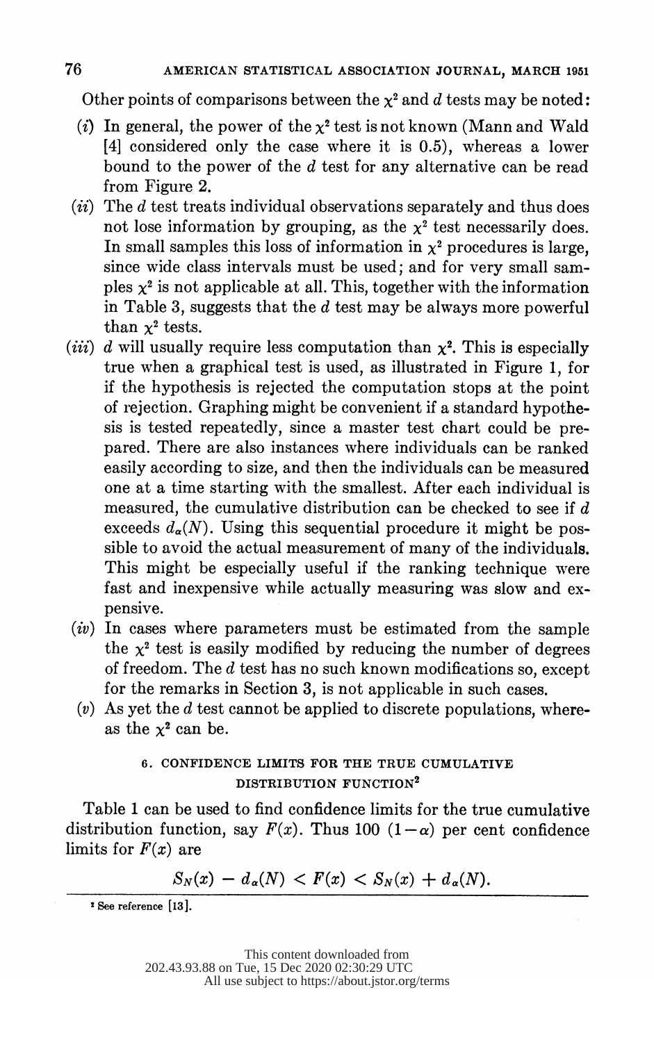Other points of comparisons between the $\chi^2$ and $d$ tests may be noted:

(*i*) In general, the power of the $\chi^2$ test is not known (Mann and Wald [4] considered only the case where it is 0.5), whereas a lower bound to the power of the $d$ test for any alternative can be read from Figure 2.

(*ii*) The $d$ test treats individual observations separately and thus does not lose information by grouping, as the $\chi^2$ test necessarily does. In small samples this loss of information in $\chi^2$ procedures is large, since wide class intervals must be used; and for very small samples $\chi^2$ is not applicable at all. This, together with the information in Table 3, suggests that the $d$ test may be always more powerful than $\chi^2$ tests.

(*iii*) $d$ will usually require less computation than $\chi^2$. This is especially true when a graphical test is used, as illustrated in Figure 1, for if the hypothesis is rejected the computation stops at the point of rejection. Graphing might be convenient if a standard hypothesis is tested repeatedly, since a master test chart could be prepared. There are also instances where individuals can be ranked easily according to size, and then the individuals can be measured one at a time starting with the smallest. After each individual is measured, the cumulative distribution can be checked to see if $d$ exceeds $d_\alpha(N)$. Using this sequential procedure it might be possible to avoid the actual measurement of many of the individuals. This might be especially useful if the ranking technique were fast and inexpensive while actually measuring was slow and expensive.

(*iv*) In cases where parameters must be estimated from the sample the $\chi^2$ test is easily modified by reducing the number of degrees of freedom. The $d$ test has no such known modifications so, except for the remarks in Section 3, is not applicable in such cases.

(*v*) As yet the $d$ test cannot be applied to discrete populations, whereas the $\chi^2$ can be.

## 6. CONFIDENCE LIMITS FOR THE TRUE CUMULATIVE DISTRIBUTION FUNCTION[2]

Table 1 can be used to find confidence limits for the true cumulative distribution function, say $F(x)$. Thus 100 $(1-\alpha)$ per cent confidence limits for $F(x)$ are

$$S_N(x) - d_\alpha(N) < F(x) < S_N(x) + d_\alpha(N).$$

[2] See reference [13].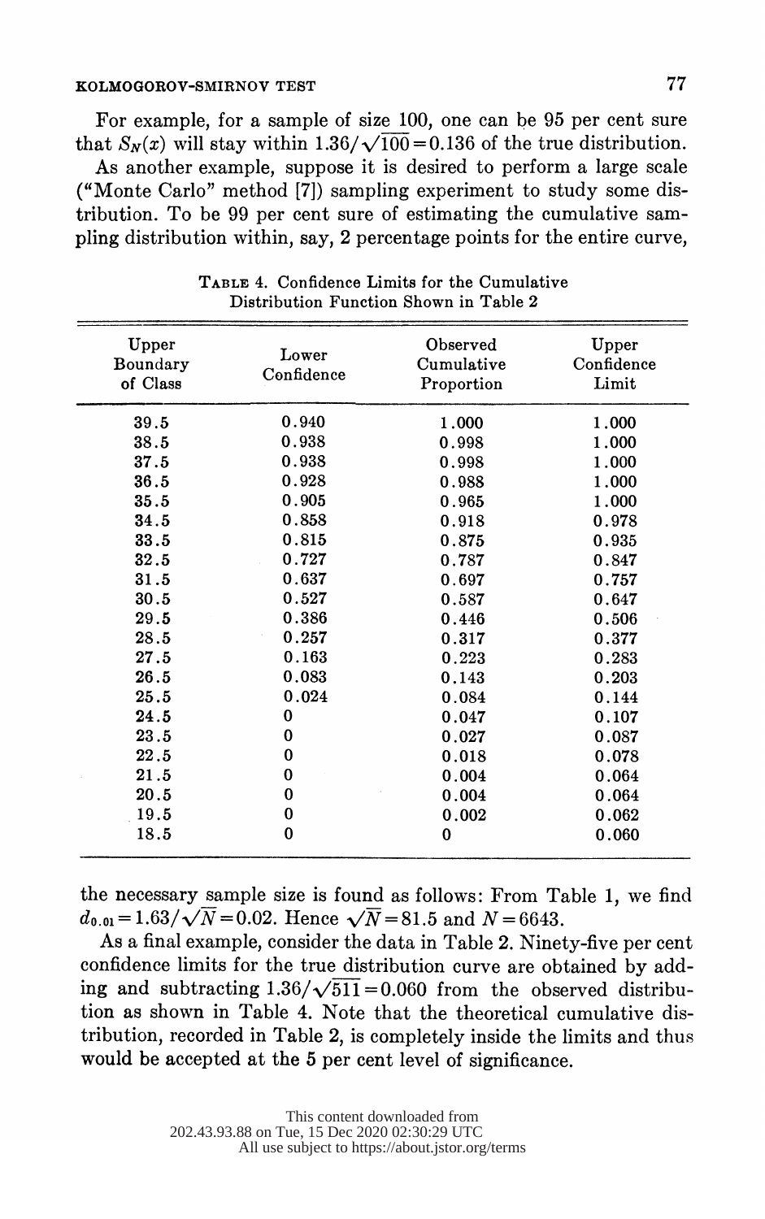For example, for a sample of size 100, one can be 95 per cent sure that $S_N(x)$ will stay within $1.36/\sqrt{100}=0.136$ of the true distribution.

As another example, suppose it is desired to perform a large scale ("Monte Carlo" method [7]) sampling experiment to study some distribution. To be 99 per cent sure of estimating the cumulative sampling distribution within, say, 2 percentage points for the entire curve, the necessary sample size is found as follows: From Table 1, we find $d_{0.01}=1.63/\sqrt{N}=0.02$. Hence $\sqrt{N}=81.5$ and $N=6643$.

TABLE 4. Confidence Limits for the Cumulative Distribution Function Shown in Table 2

| Upper Boundary of Class | Lower Confidence | Observed Cumulative Proportion | Upper Confidence Limit |
|---|---|---|---|
| 39.5 | 0.940 | 1.000 | 1.000 |
| 38.5 | 0.938 | 0.998 | 1.000 |
| 37.5 | 0.938 | 0.998 | 1.000 |
| 36.5 | 0.928 | 0.988 | 1.000 |
| 35.5 | 0.905 | 0.965 | 1.000 |
| 34.5 | 0.858 | 0.918 | 0.978 |
| 33.5 | 0.815 | 0.875 | 0.935 |
| 32.5 | 0.727 | 0.787 | 0.847 |
| 31.5 | 0.637 | 0.697 | 0.757 |
| 30.5 | 0.527 | 0.587 | 0.647 |
| 29.5 | 0.386 | 0.446 | 0.506 |
| 28.5 | 0.257 | 0.317 | 0.377 |
| 27.5 | 0.163 | 0.223 | 0.283 |
| 26.5 | 0.083 | 0.143 | 0.203 |
| 25.5 | 0.024 | 0.084 | 0.144 |
| 24.5 | 0 | 0.047 | 0.107 |
| 23.5 | 0 | 0.027 | 0.087 |
| 22.5 | 0 | 0.018 | 0.078 |
| 21.5 | 0 | 0.004 | 0.064 |
| 20.5 | 0 | 0.004 | 0.064 |
| 19.5 | 0 | 0.002 | 0.062 |
| 18.5 | 0 | 0 | 0.060 |

As a final example, consider the data in Table 2. Ninety-five per cent confidence limits for the true distribution curve are obtained by adding and subtracting $1.36/\sqrt{511}=0.060$ from the observed distribution as shown in Table 4. Note that the theoretical cumulative distribution, recorded in Table 2, is completely inside the limits and thus would be accepted at the 5 per cent level of significance.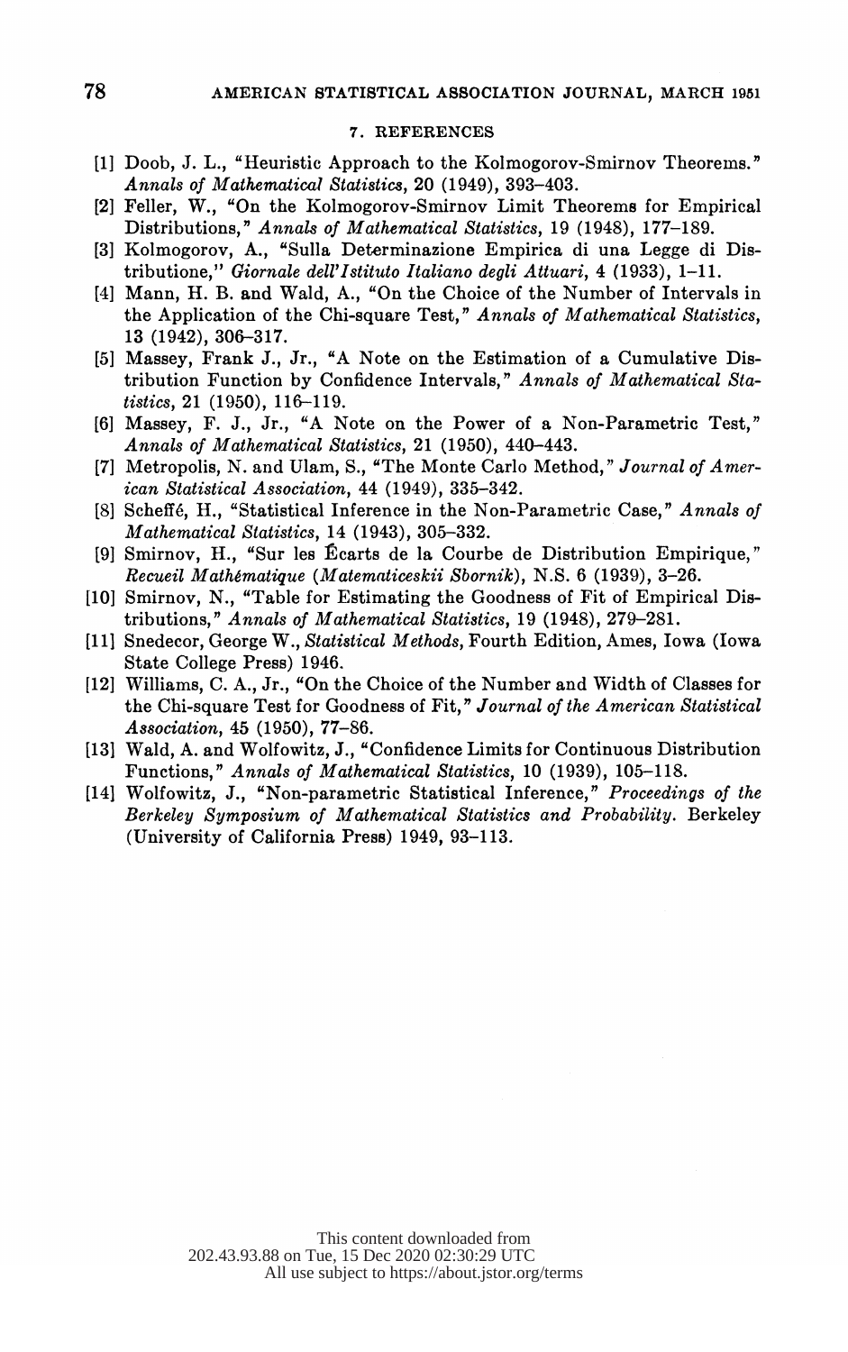## 7. REFERENCES

[1] Doob, J. L., "Heuristic Approach to the Kolmogorov-Smirnov Theorems." *Annals of Mathematical Statistics*, 20 (1949), 393–403.

[2] Feller, W., "On the Kolmogorov-Smirnov Limit Theorems for Empirical Distributions," *Annals of Mathematical Statistics*, 19 (1948), 177–189.

[3] Kolmogorov, A., "Sulla Determinazione Empirica di una Legge di Distributione," *Giornale dell'Istituto Italiano degli Attuari*, 4 (1933), 1–11.

[4] Mann, H. B. and Wald, A., "On the Choice of the Number of Intervals in the Application of the Chi-square Test," *Annals of Mathematical Statistics*, 13 (1942), 306–317.

[5] Massey, Frank J., Jr., "A Note on the Estimation of a Cumulative Distribution Function by Confidence Intervals," *Annals of Mathematical Statistics*, 21 (1950), 116–119.

[6] Massey, F. J., Jr., "A Note on the Power of a Non-Parametric Test," *Annals of Mathematical Statistics*, 21 (1950), 440–443.

[7] Metropolis, N. and Ulam, S., "The Monte Carlo Method," *Journal of American Statistical Association*, 44 (1949), 335–342.

[8] Scheffé, H., "Statistical Inference in the Non-Parametric Case," *Annals of Mathematical Statistics*, 14 (1943), 305–332.

[9] Smirnov, H., "Sur les Écarts de la Courbe de Distribution Empirique," *Recueil Mathématique (Matematiceskii Sbornik)*, N.S. 6 (1939), 3–26.

[10] Smirnov, N., "Table for Estimating the Goodness of Fit of Empirical Distributions," *Annals of Mathematical Statistics*, 19 (1948), 279–281.

[11] Snedecor, George W., *Statistical Methods*, Fourth Edition, Ames, Iowa (Iowa State College Press) 1946.

[12] Williams, C. A., Jr., "On the Choice of the Number and Width of Classes for the Chi-square Test for Goodness of Fit," *Journal of the American Statistical Association*, 45 (1950), 77–86.

[13] Wald, A. and Wolfowitz, J., "Confidence Limits for Continuous Distribution Functions," *Annals of Mathematical Statistics*, 10 (1939), 105–118.

[14] Wolfowitz, J., "Non-parametric Statistical Inference," *Proceedings of the Berkeley Symposium of Mathematical Statistics and Probability*. Berkeley (University of California Press) 1949, 93–113.